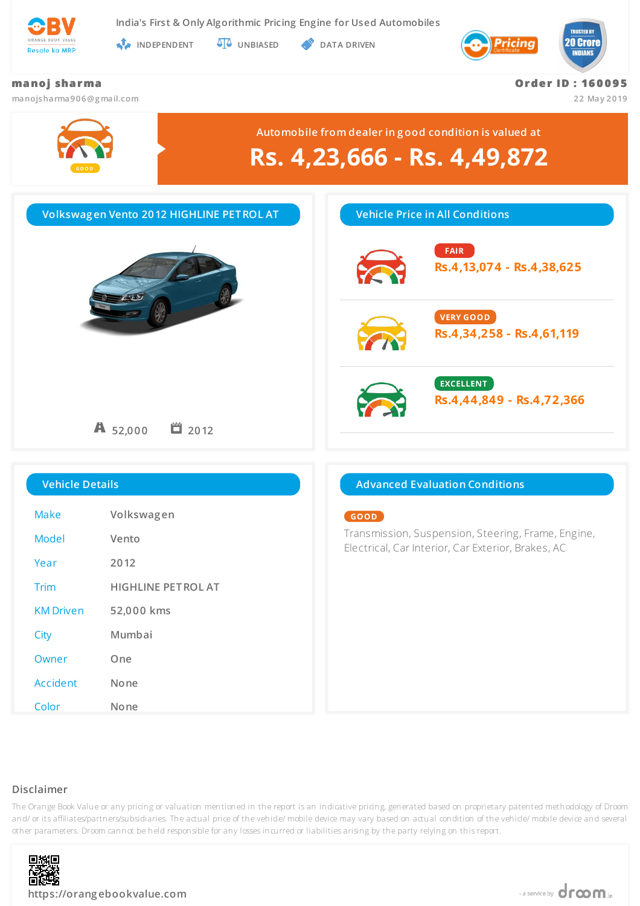OBV
ORANGE BOOK VALUE
Resale ka MRP

India's First & Only Algorithmic Pricing Engine for Used Automobiles

INDEPENDENT UNBIASED DATA DRIVEN

Pricing Certificate

TRUSTED BY 20 Crore INDIANS

**manoj sharma**
manojsharma906@gmail.com

**Order ID : 160095**
22 May 2019

GOOD

Automobile from dealer in good condition is valued at

# Rs. 4,23,666 - Rs. 4,49,872

## Volkswagen Vento 2012 HIGHLINE PETROL AT

52,000 2012

## Vehicle Price in All Conditions

| Condition | Price |
|---|---|
| FAIR | Rs.4,13,074 - Rs.4,38,625 |
| VERY GOOD | Rs.4,34,258 - Rs.4,61,119 |
| EXCELLENT | Rs.4,44,849 - Rs.4,72,366 |

## Vehicle Details

| | |
|---|---|
| Make | Volkswagen |
| Model | Vento |
| Year | 2012 |
| Trim | HIGHLINE PETROL AT |
| KM Driven | 52,000 kms |
| City | Mumbai |
| Owner | One |
| Accident | None |
| Color | None |

## Advanced Evaluation Conditions

GOOD

Transmission, Suspension, Steering, Frame, Engine, Electrical, Car Interior, Car Exterior, Brakes, AC

## Disclaimer

The Orange Book Value or any pricing or valuation mentioned in the report is an indicative pricing, generated based on proprietary patented methodology of Droom and/ or its affiliates/partners/subsidiaries. The actual price of the vehicle/ mobile device may vary based on actual condition of the vehicle/ mobile device and several other parameters. Droom cannot be held responsible for any losses incurred or liabilities arising by the party relying on this report.

https://orangebookvalue.com

- a service by droom.in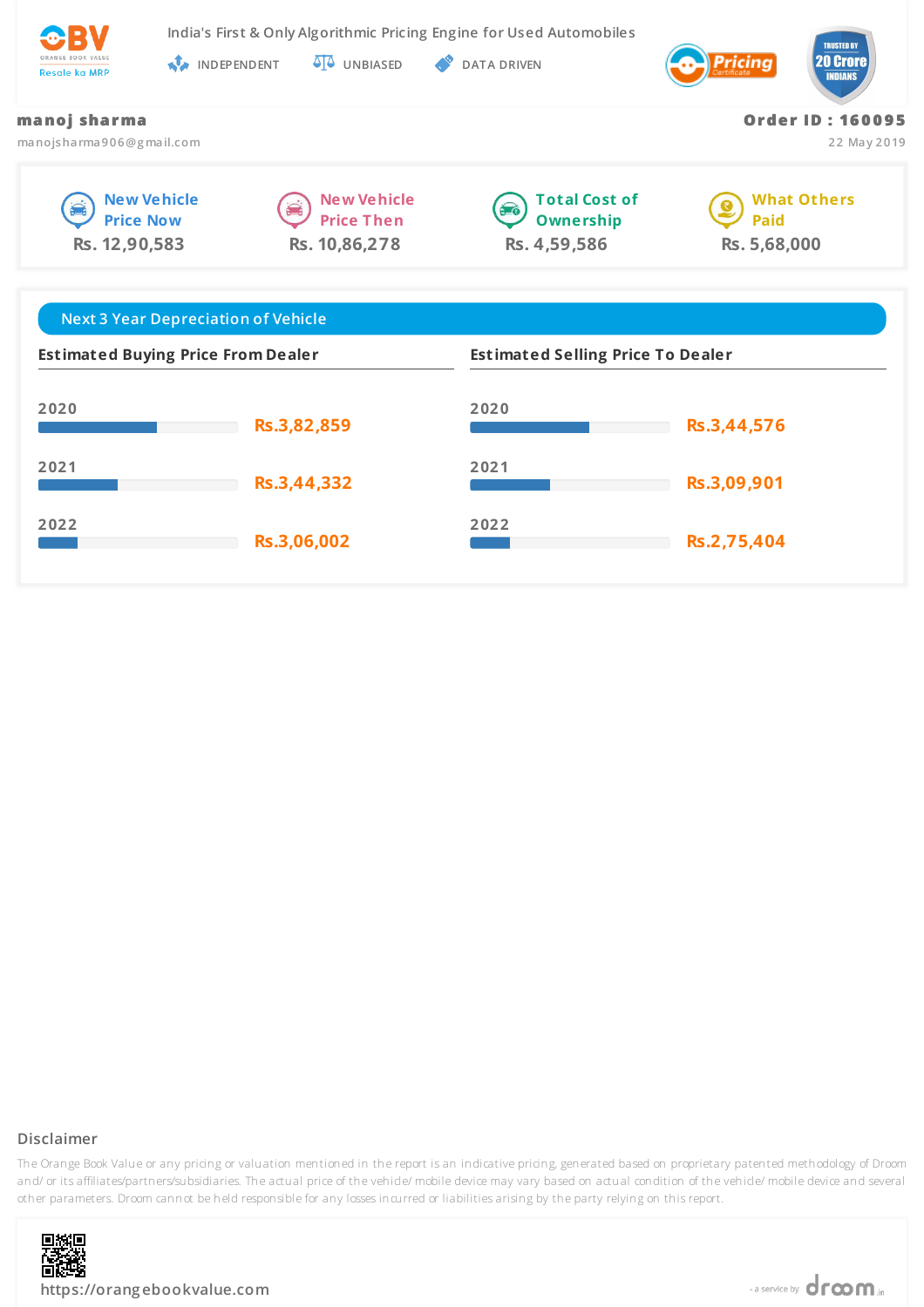India's First & Only Algorithmic Pricing Engine for Used Automobiles

INDEPENDENT UNBIASED DATA DRIVEN

**manoj sharma**
manojsharma906@gmail.com

**Order ID : 160095**
22 May 2019

| New Vehicle Price Now | New Vehicle Price Then | Total Cost of Ownership | What Others Paid |
|---|---|---|---|
| Rs. 12,90,583 | Rs. 10,86,278 | Rs. 4,59,586 | Rs. 5,68,000 |

## Next 3 Year Depreciation of Vehicle

| Year | Estimated Buying Price From Dealer | Estimated Selling Price To Dealer |
|---|---|---|
| 2020 | Rs.3,82,859 | Rs.3,44,576 |
| 2021 | Rs.3,44,332 | Rs.3,09,901 |
| 2022 | Rs.3,06,002 | Rs.2,75,404 |

### Disclaimer

The Orange Book Value or any pricing or valuation mentioned in the report is an indicative pricing, generated based on proprietary patented methodology of Droom and/ or its affiliates/partners/subsidiaries. The actual price of the vehicle/ mobile device may vary based on actual condition of the vehicle/ mobile device and several other parameters. Droom cannot be held responsible for any losses incurred or liabilities arising by the party relying on this report.

https://orangebookvalue.com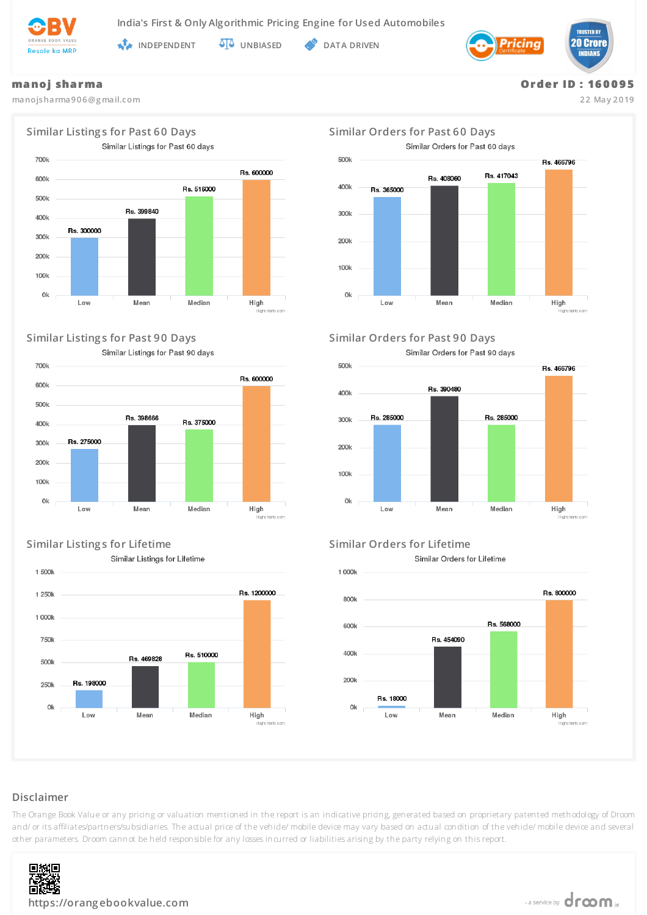India's First & Only Algorithmic Pricing Engine for Used Automobiles

INDEPENDENT UNBIASED DATA DRIVEN

**manoj sharma**
manojsharma906@gmail.com

**Order ID : 160095**
22 May 2019

## Similar Listings for Past 60 Days

| | Low | Mean | Median | High |
|---|---|---|---|---|
| Similar Listings for Past 60 days | Rs. 300000 | Rs. 399840 | Rs. 516000 | Rs. 600000 |

## Similar Orders for Past 60 Days

| | Low | Mean | Median | High |
|---|---|---|---|---|
| Similar Orders for Past 60 days | Rs. 365000 | Rs. 408060 | Rs. 417043 | Rs. 466796 |

## Similar Listings for Past 90 Days

| | Low | Mean | Median | High |
|---|---|---|---|---|
| Similar Listings for Past 90 days | Rs. 275000 | Rs. 398666 | Rs. 375000 | Rs. 600000 |

## Similar Orders for Past 90 Days

| | Low | Mean | Median | High |
|---|---|---|---|---|
| Similar Orders for Past 90 days | Rs. 285000 | Rs. 390480 | Rs. 285000 | Rs. 466796 |

## Similar Listings for Lifetime

| | Low | Mean | Median | High |
|---|---|---|---|---|
| Similar Listings for Lifetime | Rs. 198000 | Rs. 469828 | Rs. 510000 | Rs. 1200000 |

## Similar Orders for Lifetime

| | Low | Mean | Median | High |
|---|---|---|---|---|
| Similar Orders for Lifetime | Rs. 18000 | Rs. 454090 | Rs. 568000 | Rs. 800000 |

## Disclaimer

The Orange Book Value or any pricing or valuation mentioned in the report is an indicative pricing, generated based on proprietary patented methodology of Droom and/ or its affiliates/partners/subsidiaries. The actual price of the vehicle/ mobile device may vary based on actual condition of the vehicle/ mobile device and several other parameters. Droom cannot be held responsible for any losses incurred or liabilities arising by the party relying on this report.

https://orangebookvalue.com

- a service by droom.in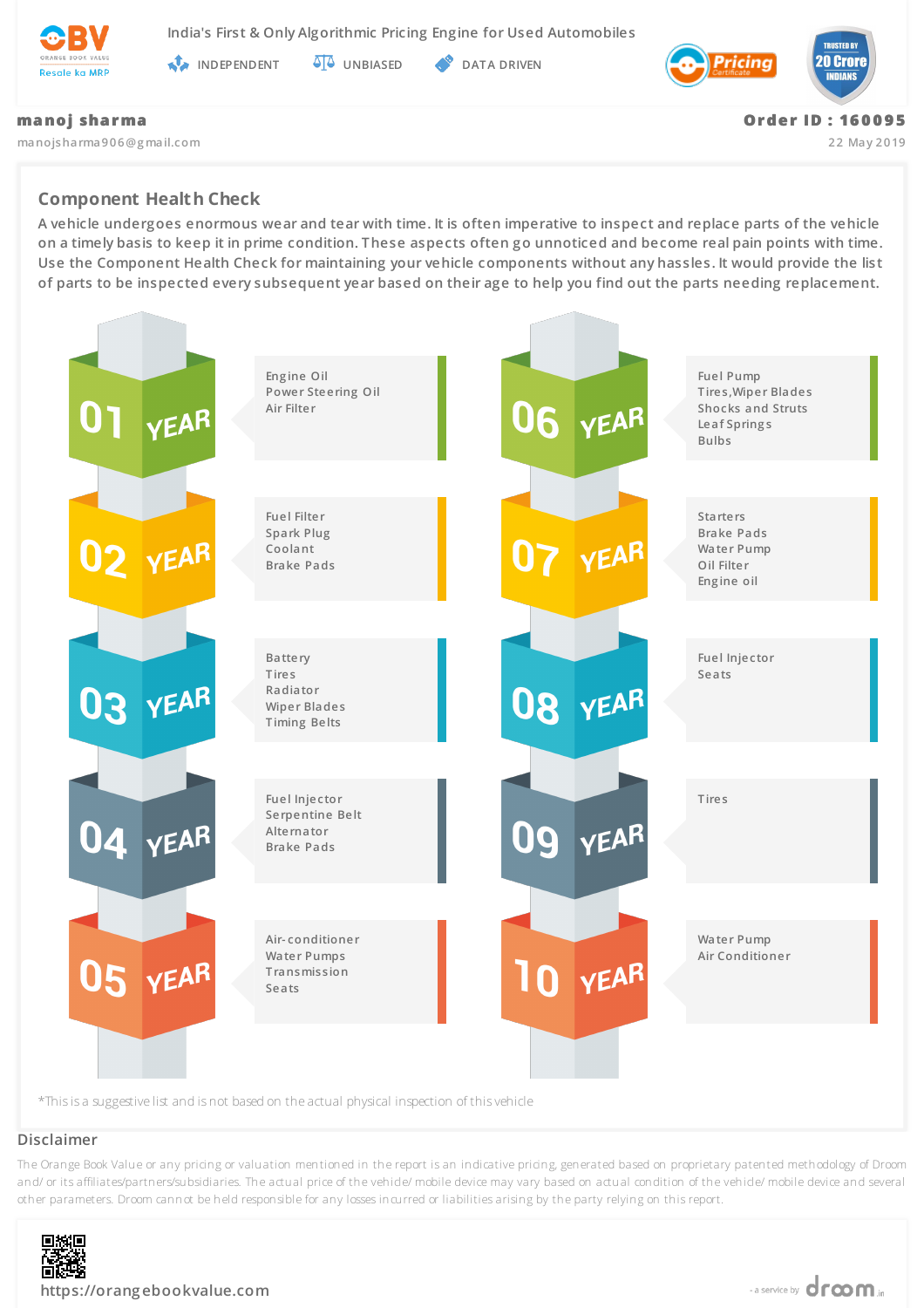India's First & Only Algorithmic Pricing Engine for Used Automobiles

INDEPENDENT UNBIASED DATA DRIVEN

**manoj sharma**
manojsharma906@gmail.com

**Order ID : 160095**
22 May 2019

## Component Health Check

A vehicle undergoes enormous wear and tear with time. It is often imperative to inspect and replace parts of the vehicle on a timely basis to keep it in prime condition. These aspects often go unnoticed and become real pain points with time. Use the Component Health Check for maintaining your vehicle components without any hassles. It would provide the list of parts to be inspected every subsequent year based on their age to help you find out the parts needing replacement.

**01 YEAR**
- Engine Oil
- Power Steering Oil
- Air Filter

**02 YEAR**
- Fuel Filter
- Spark Plug
- Coolant
- Brake Pads

**03 YEAR**
- Battery
- Tires
- Radiator
- Wiper Blades
- Timing Belts

**04 YEAR**
- Fuel Injector
- Serpentine Belt
- Alternator
- Brake Pads

**05 YEAR**
- Air-conditioner
- Water Pumps
- Transmission
- Seats

**06 YEAR**
- Fuel Pump
- Tires,Wiper Blades
- Shocks and Struts
- Leaf Springs
- Bulbs

**07 YEAR**
- Starters
- Brake Pads
- Water Pump
- Oil Filter
- Engine oil

**08 YEAR**
- Fuel Injector
- Seats

**09 YEAR**
- Tires

**10 YEAR**
- Water Pump
- Air Conditioner

*This is a suggestive list and is not based on the actual physical inspection of this vehicle

## Disclaimer

The Orange Book Value or any pricing or valuation mentioned in the report is an indicative pricing, generated based on proprietary patented methodology of Droom and/ or its affiliates/partners/subsidiaries. The actual price of the vehicle/ mobile device may vary based on actual condition of the vehicle/ mobile device and several other parameters. Droom cannot be held responsible for any losses incurred or liabilities arising by the party relying on this report.

https://orangebookvalue.com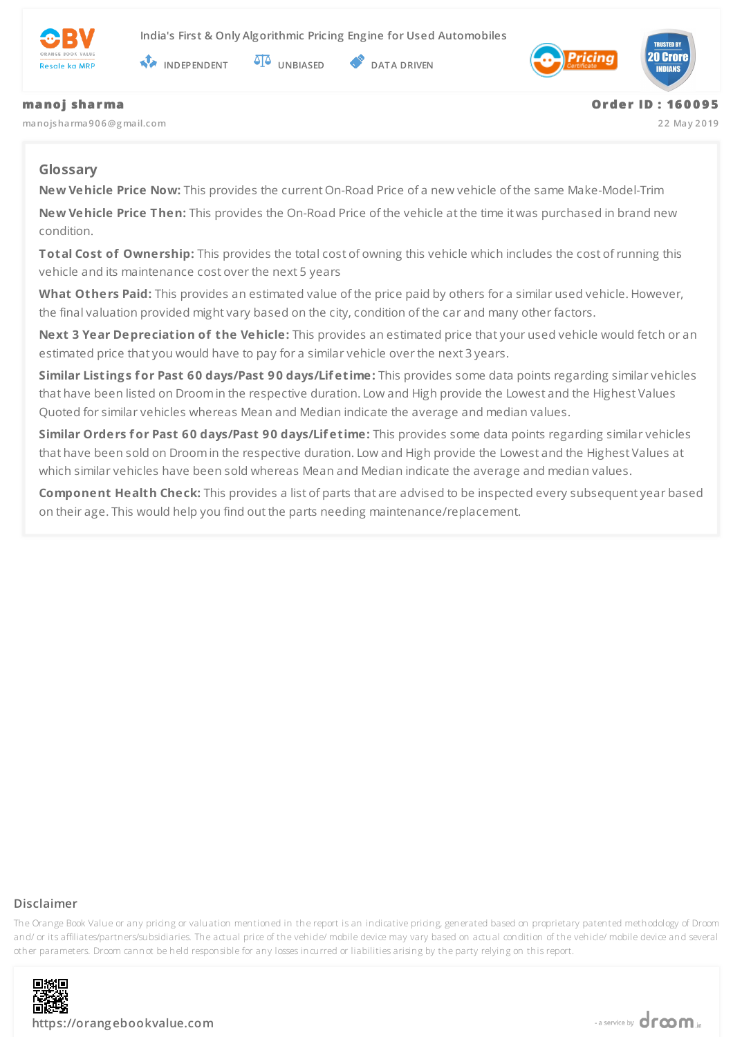**manoj sharma**

manojsharma906@gmail.com

**Order ID : 160095**

22 May 2019

## Glossary

**New Vehicle Price Now:** This provides the current On-Road Price of a new vehicle of the same Make-Model-Trim

**New Vehicle Price Then:** This provides the On-Road Price of the vehicle at the time it was purchased in brand new condition.

**Total Cost of Ownership:** This provides the total cost of owning this vehicle which includes the cost of running this vehicle and its maintenance cost over the next 5 years

**What Others Paid:** This provides an estimated value of the price paid by others for a similar used vehicle. However, the final valuation provided might vary based on the city, condition of the car and many other factors.

**Next 3 Year Depreciation of the Vehicle:** This provides an estimated price that your used vehicle would fetch or an estimated price that you would have to pay for a similar vehicle over the next 3 years.

**Similar Listings for Past 60 days/Past 90 days/Lifetime:** This provides some data points regarding similar vehicles that have been listed on Droom in the respective duration. Low and High provide the Lowest and the Highest Values Quoted for similar vehicles whereas Mean and Median indicate the average and median values.

**Similar Orders for Past 60 days/Past 90 days/Lifetime:** This provides some data points regarding similar vehicles that have been sold on Droom in the respective duration. Low and High provide the Lowest and the Highest Values at which similar vehicles have been sold whereas Mean and Median indicate the average and median values.

**Component Health Check:** This provides a list of parts that are advised to be inspected every subsequent year based on their age. This would help you find out the parts needing maintenance/replacement.

## Disclaimer

The Orange Book Value or any pricing or valuation mentioned in the report is an indicative pricing, generated based on proprietary patented methodology of Droom and/ or its affiliates/partners/subsidiaries. The actual price of the vehicle/ mobile device may vary based on actual condition of the vehicle/ mobile device and several other parameters. Droom cannot be held responsible for any losses incurred or liabilities arising by the party relying on this report.

https://orangebookvalue.com

- a service by droom.in